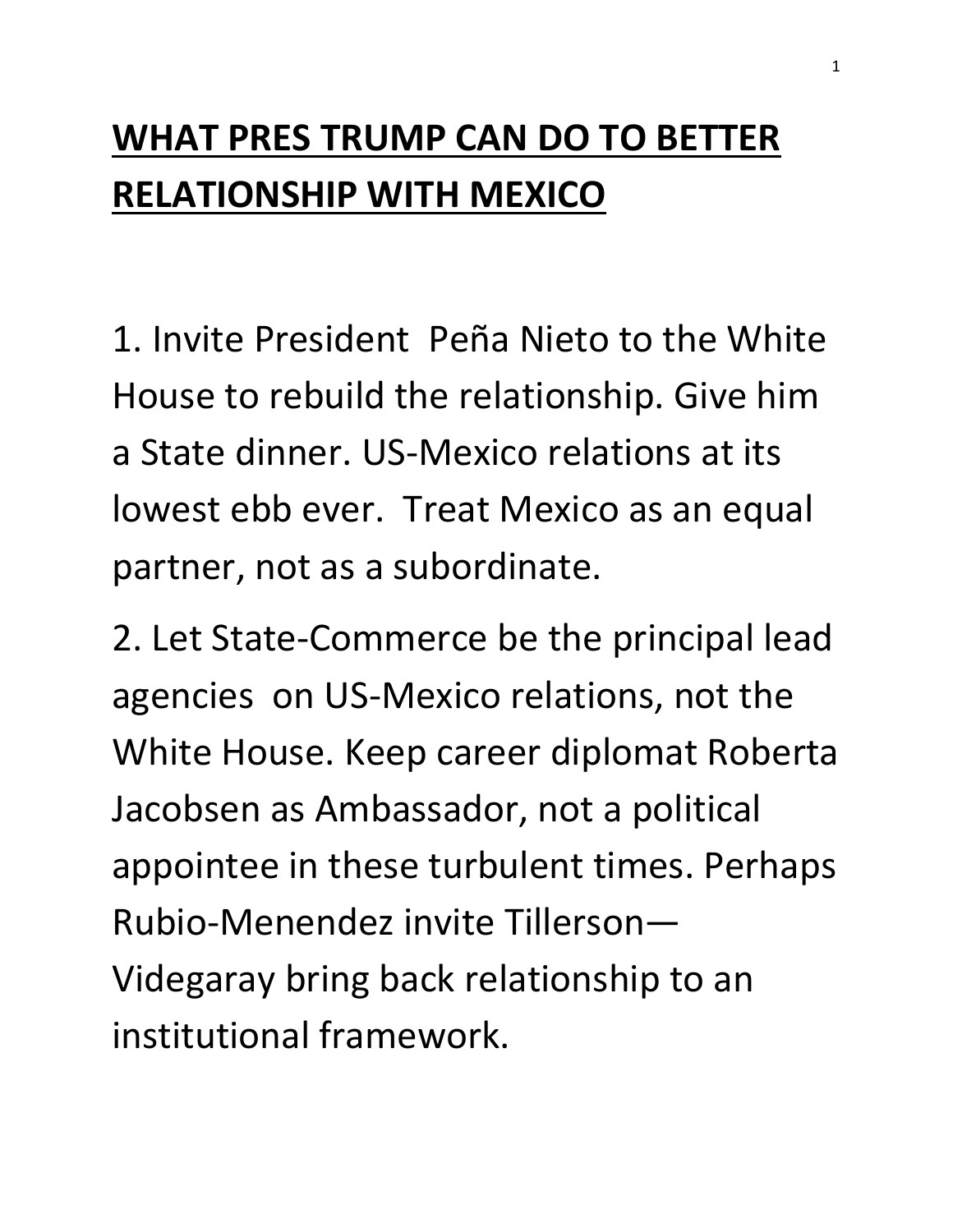# **WHAT PRES TRUMP CAN DO TO BETTER RELATIONSHIP WITH MEXICO**

1. Invite President  Peña Nieto to the White House to rebuild the relationship. Give him a State dinner. US-Mexico relations at its lowest ebb ever.  Treat Mexico as an equal partner, not as a subordinate.

2. Let State-Commerce be the principal lead agencies  on US-Mexico relations, not the White House. Keep career diplomat Roberta Jacobsen as Ambassador, not a political appointee in these turbulent times. Perhaps Rubio-Menendez invite Tillerson—Videgaray bring back relationship to an institutional framework.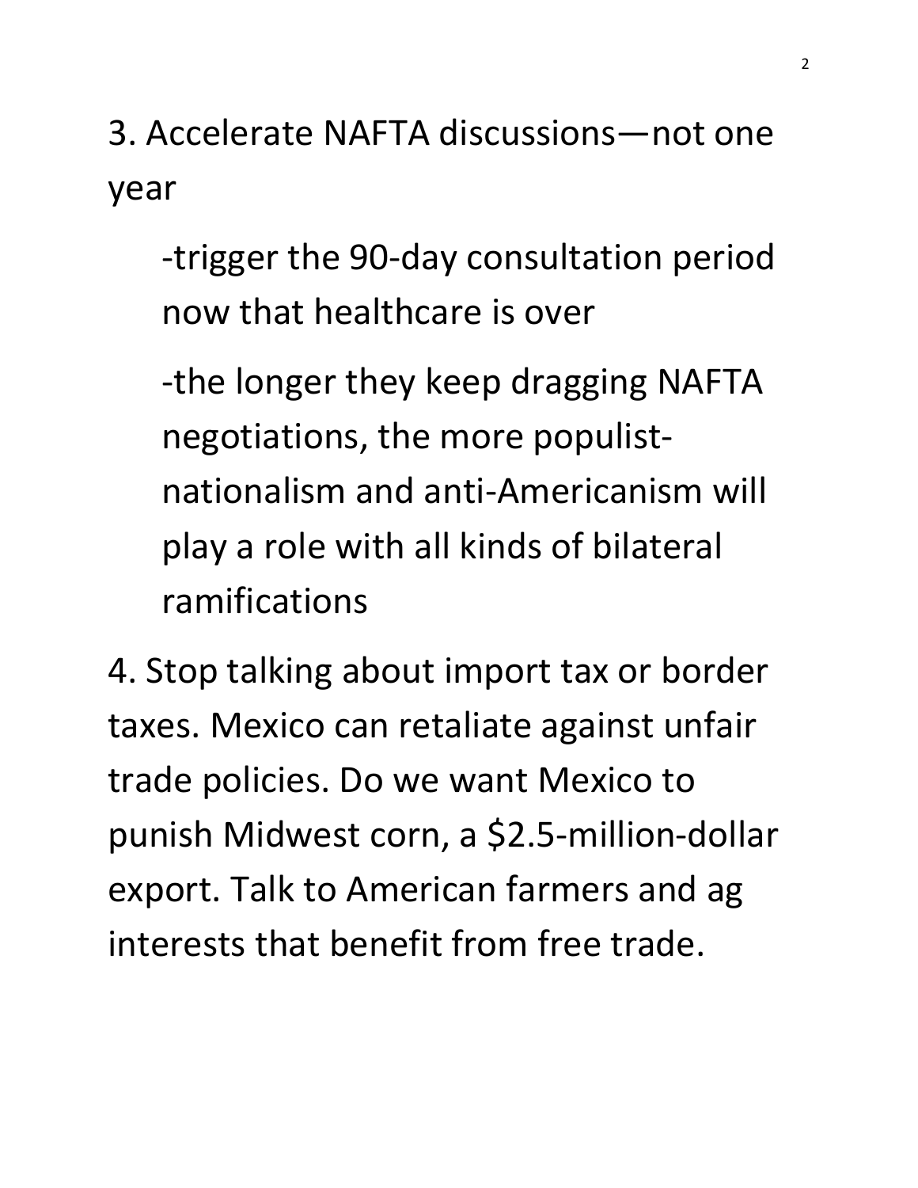3. Accelerate NAFTA discussions—not one year

   -trigger the 90-day consultation period now that healthcare is over

   -the longer they keep dragging NAFTA negotiations, the more populist-nationalism and anti-Americanism will play a role with all kinds of bilateral ramifications

4. Stop talking about import tax or border taxes. Mexico can retaliate against unfair trade policies. Do we want Mexico to punish Midwest corn, a $2.5-million-dollar export. Talk to American farmers and ag interests that benefit from free trade.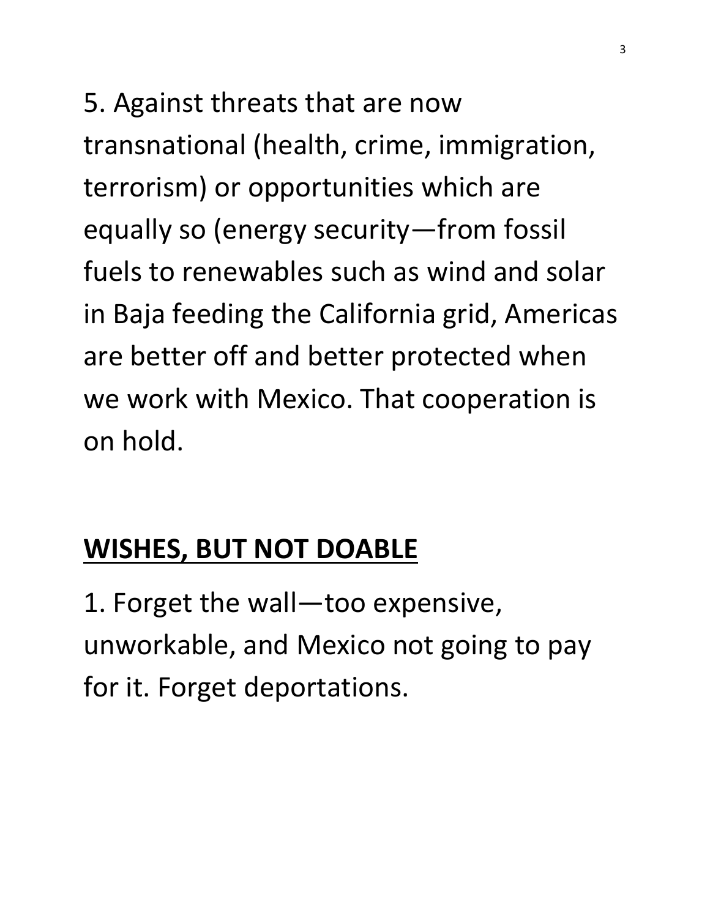5. Against threats that are now transnational (health, crime, immigration, terrorism) or opportunities which are equally so (energy security—from fossil fuels to renewables such as wind and solar in Baja feeding the California grid, Americas are better off and better protected when we work with Mexico. That cooperation is on hold.

## **WISHES, BUT NOT DOABLE**

1. Forget the wall—too expensive, unworkable, and Mexico not going to pay for it. Forget deportations.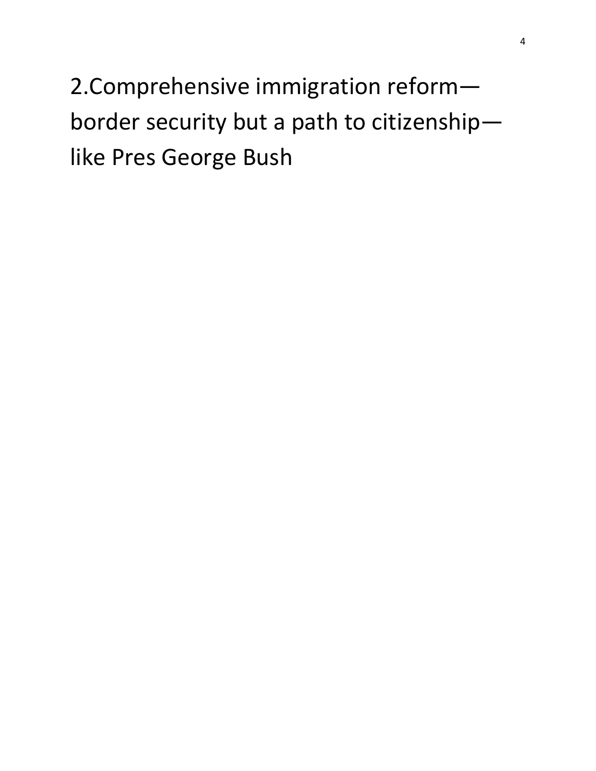2.Comprehensive immigration reform—border security but a path to citizenship—like Pres George Bush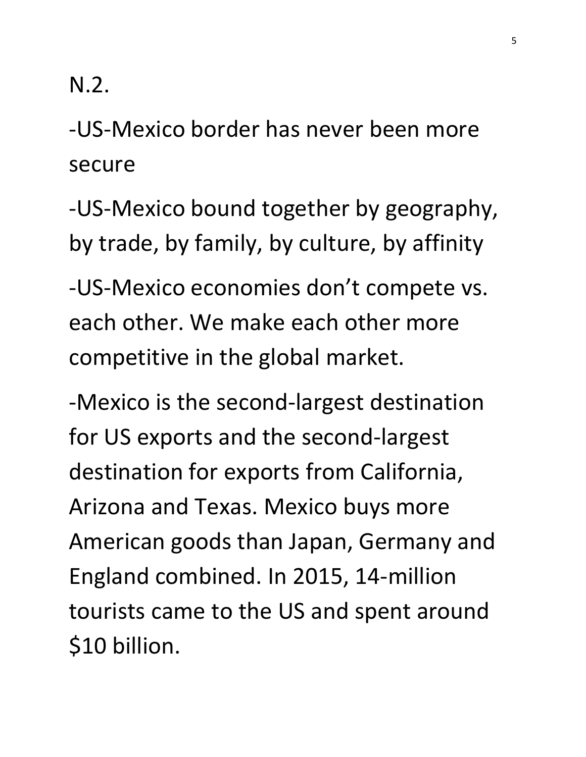N.2.

-US-Mexico border has never been more secure

-US-Mexico bound together by geography, by trade, by family, by culture, by affinity

-US-Mexico economies don't compete vs. each other. We make each other more competitive in the global market.

-Mexico is the second-largest destination for US exports and the second-largest destination for exports from California, Arizona and Texas. Mexico buys more American goods than Japan, Germany and England combined. In 2015, 14-million tourists came to the US and spent around $10 billion.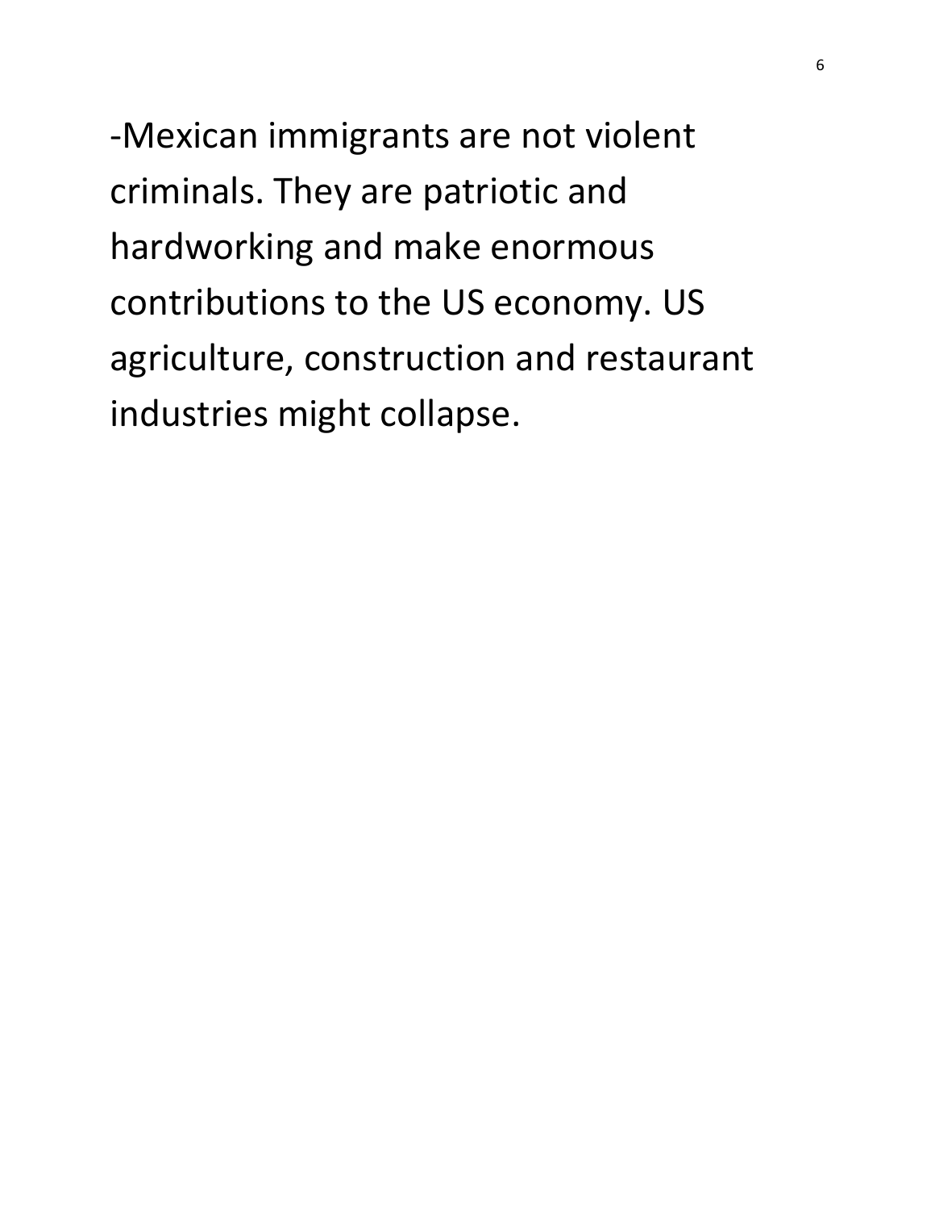-Mexican immigrants are not violent criminals. They are patriotic and hardworking and make enormous contributions to the US economy. US agriculture, construction and restaurant industries might collapse.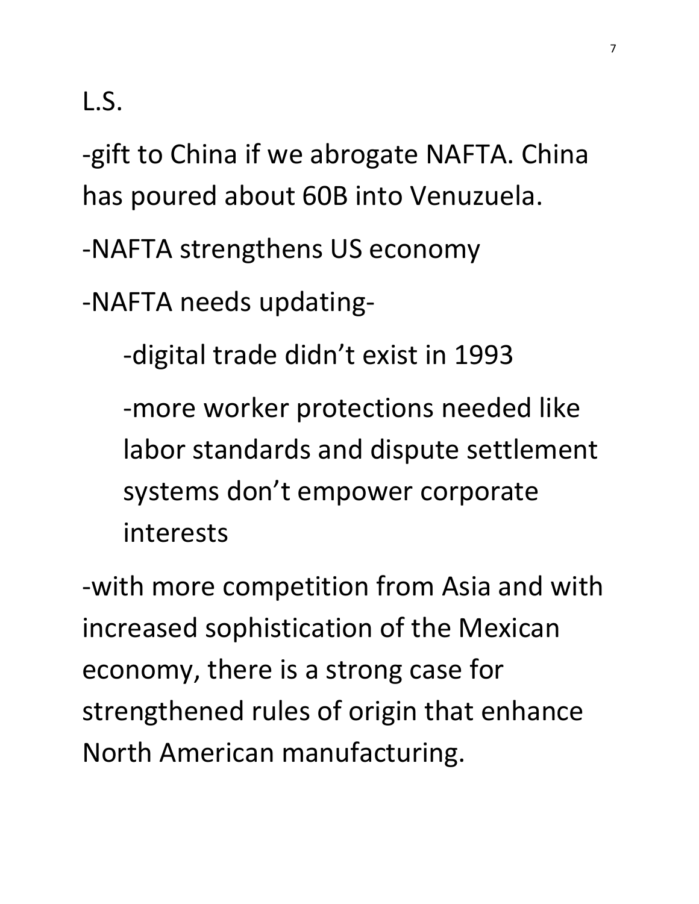L.S.

-gift to China if we abrogate NAFTA. China has poured about 60B into Venuzuela.

-NAFTA strengthens US economy

-NAFTA needs updating-

  -digital trade didn't exist in 1993

  -more worker protections needed like labor standards and dispute settlement systems don't empower corporate interests

-with more competition from Asia and with increased sophistication of the Mexican economy, there is a strong case for strengthened rules of origin that enhance North American manufacturing.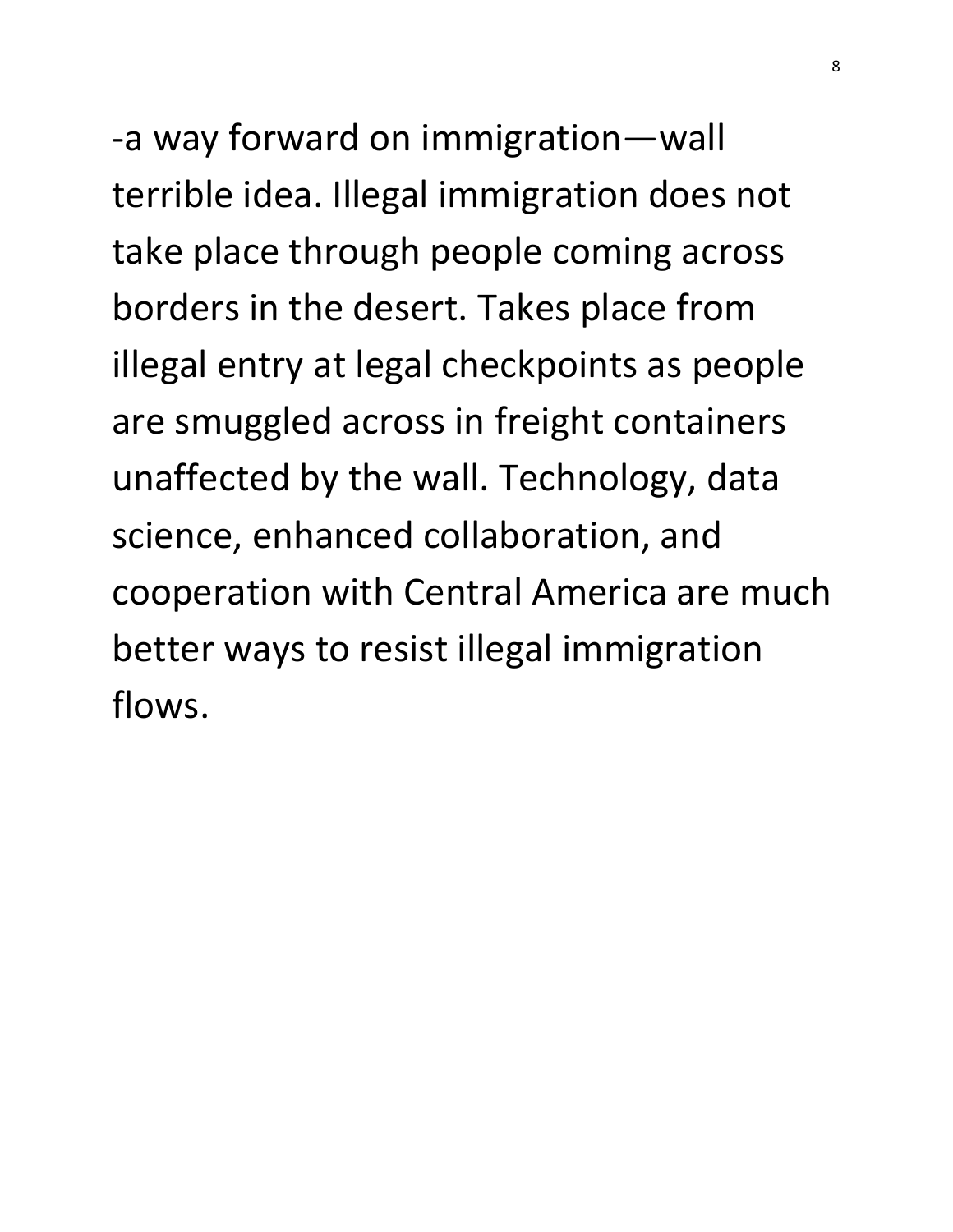-a way forward on immigration—wall terrible idea. Illegal immigration does not take place through people coming across borders in the desert. Takes place from illegal entry at legal checkpoints as people are smuggled across in freight containers unaffected by the wall. Technology, data science, enhanced collaboration, and cooperation with Central America are much better ways to resist illegal immigration flows.